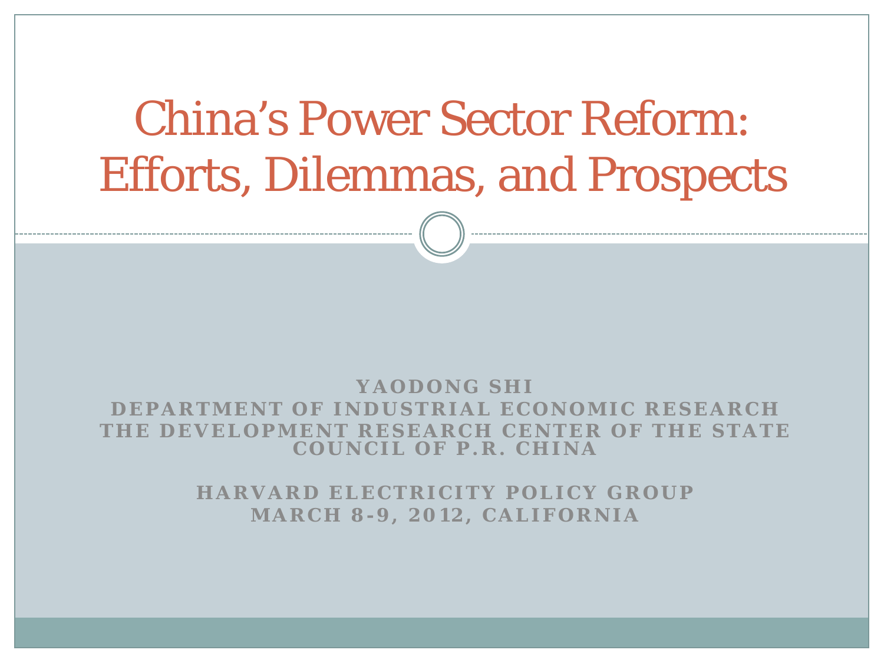# China's Power Sector Reform: Efforts, Dilemmas, and Prospects

**YAODONG SHI**
**DEPARTMENT OF INDUSTRIAL ECONOMIC RESEARCH**
**THE DEVELOPMENT RESEARCH CENTER OF THE STATE COUNCIL OF P.R. CHINA**

**HARVARD ELECTRICITY POLICY GROUP**
**MARCH 8-9, 2012, CALIFORNIA**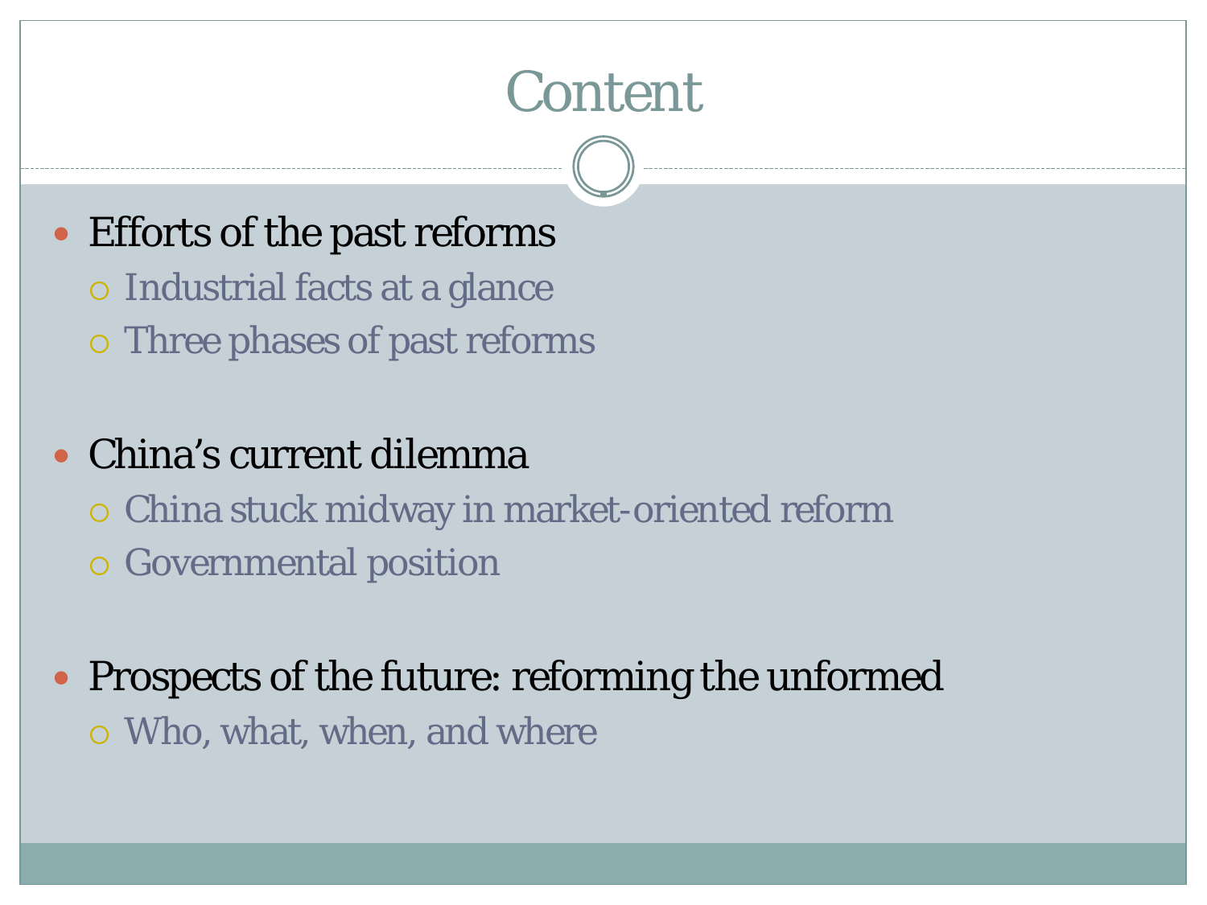# Content

- Efforts of the past reforms
  - Industrial facts at a glance
  - Three phases of past reforms

- China's current dilemma
  - China stuck midway in market-oriented reform
  - Governmental position

- Prospects of the future: reforming the unformed
  - Who, what, when, and where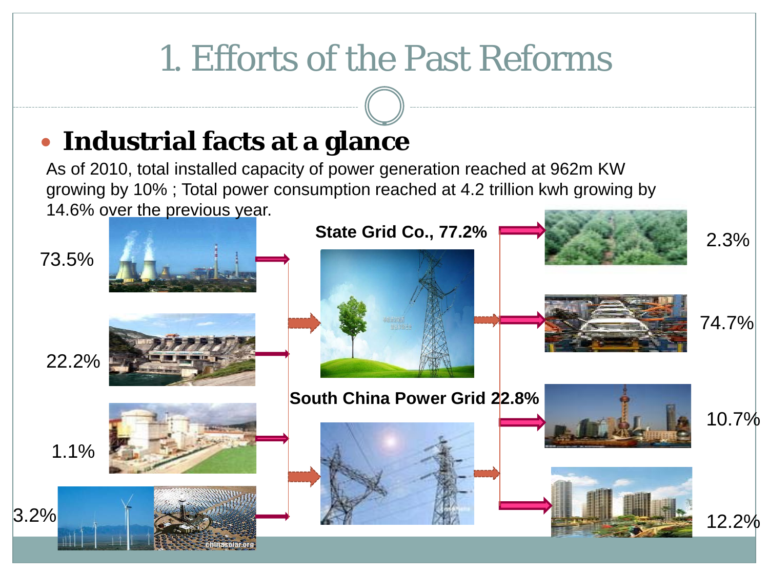# 1. Efforts of the Past Reforms

- **Industrial facts at a glance**

As of 2010, total installed capacity of power generation reached at 962m KW growing by 10% ; Total power consumption reached at 4.2 trillion kwh growing by 14.6% over the previous year.

73.5%

22.2%

1.1%

3.2%

**State Grid Co., 77.2%**

**South China Power Grid 22.8%**

2.3%

74.7%

10.7%

12.2%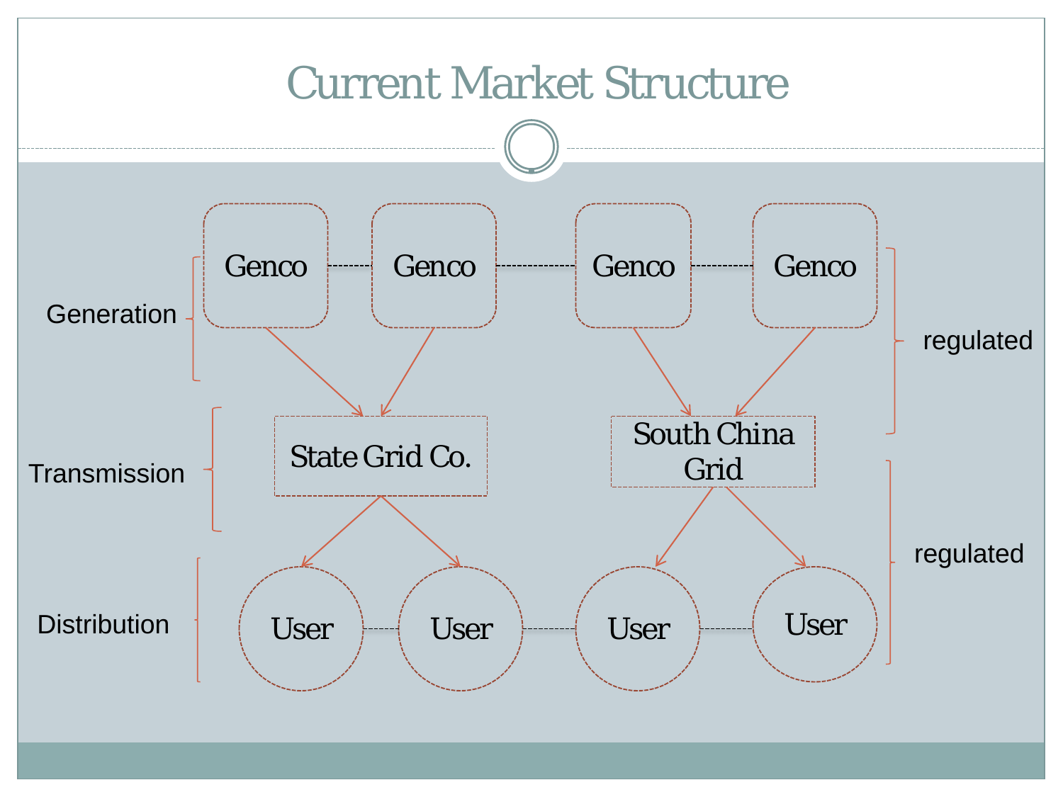# Current Market Structure

Generation

Genco — Genco — Genco — Genco

regulated

Transmission

State Grid Co.

South China Grid

regulated

Distribution

User — User — User — User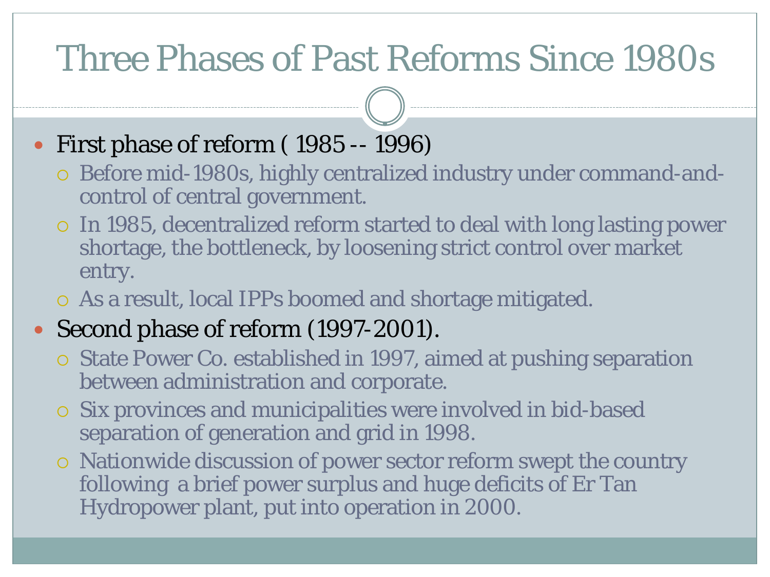# Three Phases of Past Reforms Since 1980s

- First phase of reform ( 1985 -- 1996)
  - Before mid-1980s, highly centralized industry under command-and-control of central government.
  - In 1985, decentralized reform started to deal with long lasting power shortage, the bottleneck, by loosening strict control over market entry.
  - As a result, local IPPs boomed and shortage mitigated.
- Second phase of reform (1997-2001).
  - State Power Co. established in 1997, aimed at pushing separation between administration and corporate.
  - Six provinces and municipalities were involved in bid-based separation of generation and grid in 1998.
  - Nationwide discussion of power sector reform swept the country following a brief power surplus and huge deficits of Er Tan Hydropower plant, put into operation in 2000.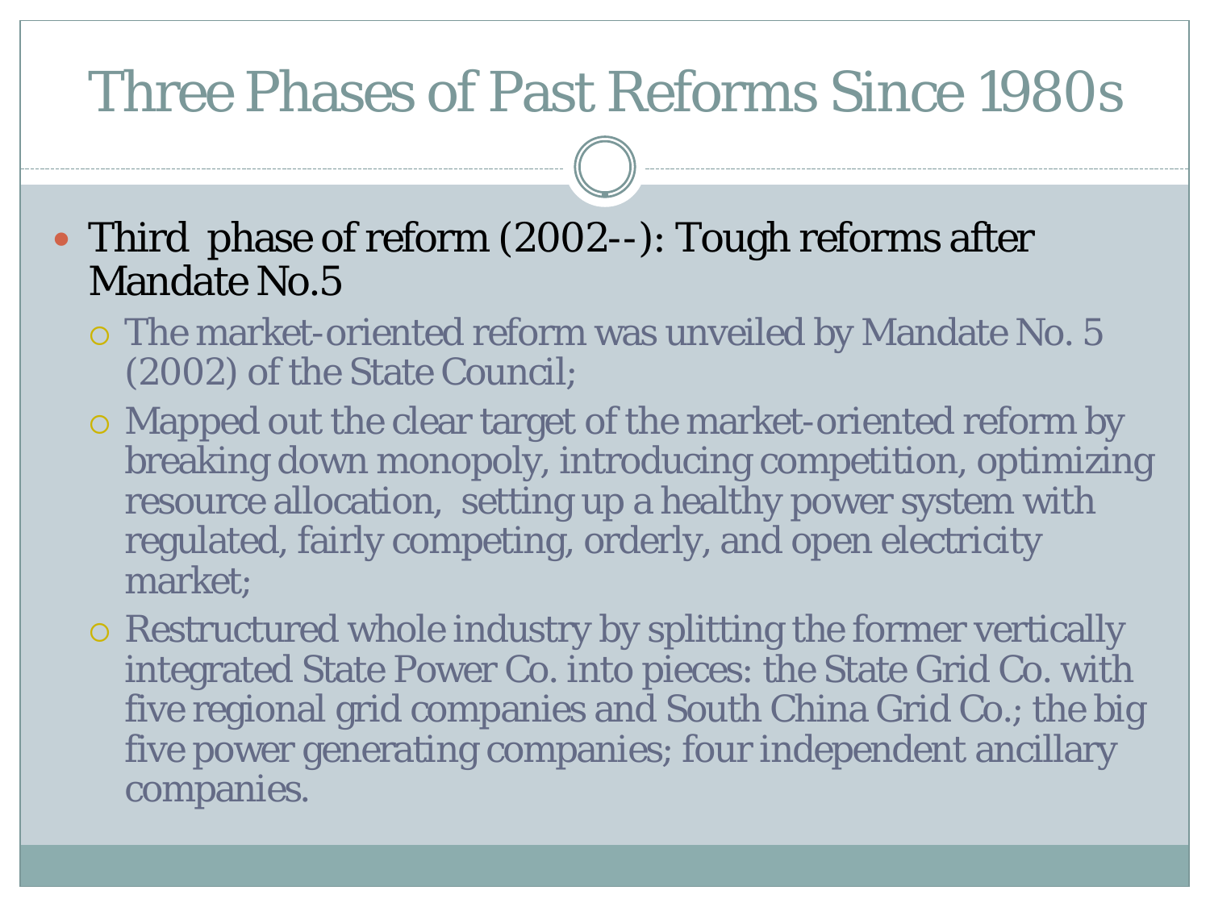# Three Phases of Past Reforms Since 1980s

- Third phase of reform (2002--): Tough reforms after Mandate No.5
  - The market-oriented reform was unveiled by Mandate No. 5 (2002) of the State Council;
  - Mapped out the clear target of the market-oriented reform by breaking down monopoly, introducing competition, optimizing resource allocation, setting up a healthy power system with regulated, fairly competing, orderly, and open electricity market;
  - Restructured whole industry by splitting the former vertically integrated State Power Co. into pieces: the State Grid Co. with five regional grid companies and South China Grid Co.; the big five power generating companies; four independent ancillary companies.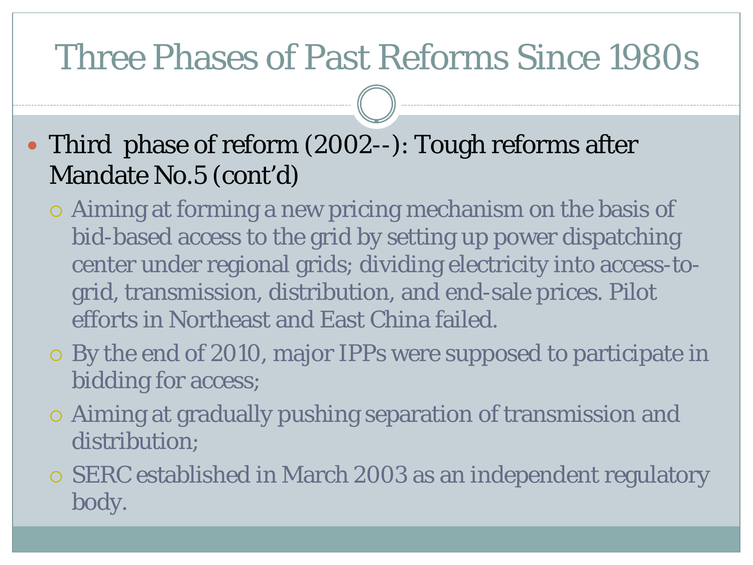# Three Phases of Past Reforms Since 1980s

- Third phase of reform (2002--): Tough reforms after Mandate No.5 (cont'd)
  - Aiming at forming a new pricing mechanism on the basis of bid-based access to the grid by setting up power dispatching center under regional grids; dividing electricity into access-to-grid, transmission, distribution, and end-sale prices. Pilot efforts in Northeast and East China failed.
  - By the end of 2010, major IPPs were supposed to participate in bidding for access;
  - Aiming at gradually pushing separation of transmission and distribution;
  - SERC established in March 2003 as an independent regulatory body.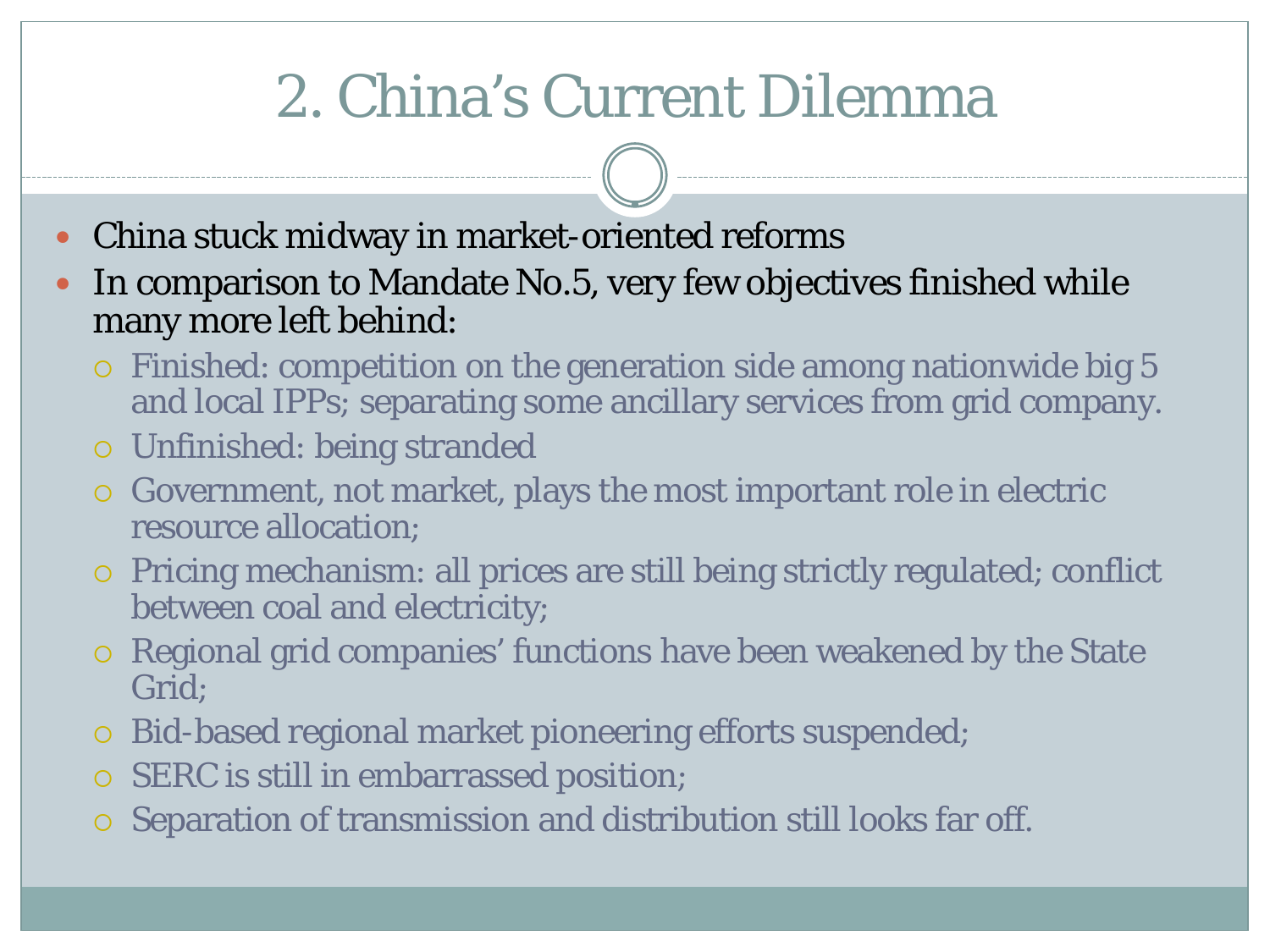# 2. China's Current Dilemma

- China stuck midway in market-oriented reforms
- In comparison to Mandate No.5, very few objectives finished while many more left behind:
  - Finished: competition on the generation side among nationwide big 5 and local IPPs; separating some ancillary services from grid company.
  - Unfinished: being stranded
  - Government, not market, plays the most important role in electric resource allocation;
  - Pricing mechanism: all prices are still being strictly regulated; conflict between coal and electricity;
  - Regional grid companies' functions have been weakened by the State Grid;
  - Bid-based regional market pioneering efforts suspended;
  - SERC is still in embarrassed position;
  - Separation of transmission and distribution still looks far off.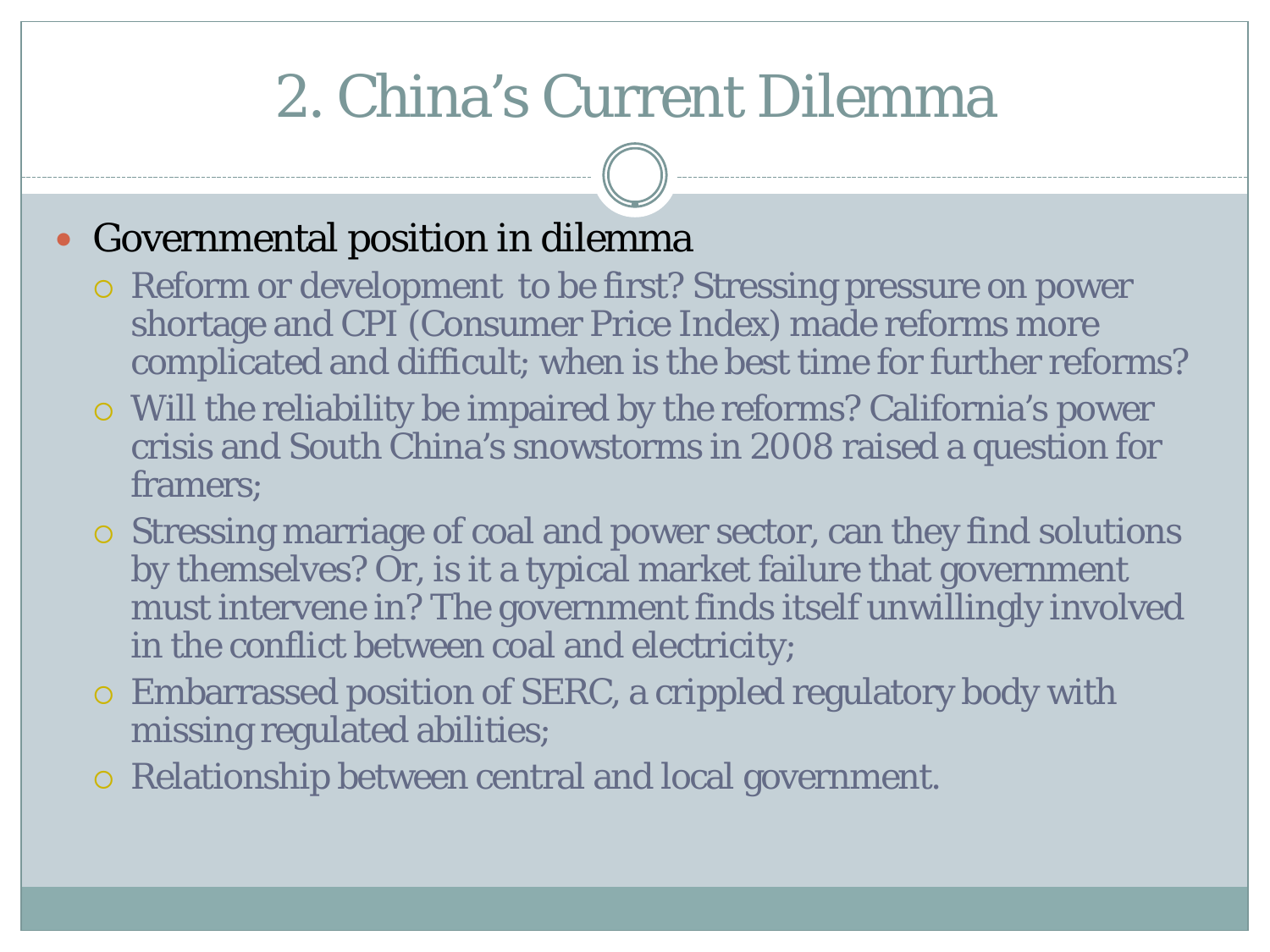# 2. China's Current Dilemma

- Governmental position in dilemma
  - Reform or development to be first? Stressing pressure on power shortage and CPI (Consumer Price Index) made reforms more complicated and difficult; when is the best time for further reforms?
  - Will the reliability be impaired by the reforms? California's power crisis and South China's snowstorms in 2008 raised a question for framers;
  - Stressing marriage of coal and power sector, can they find solutions by themselves? Or, is it a typical market failure that government must intervene in? The government finds itself unwillingly involved in the conflict between coal and electricity;
  - Embarrassed position of SERC, a crippled regulatory body with missing regulated abilities;
  - Relationship between central and local government.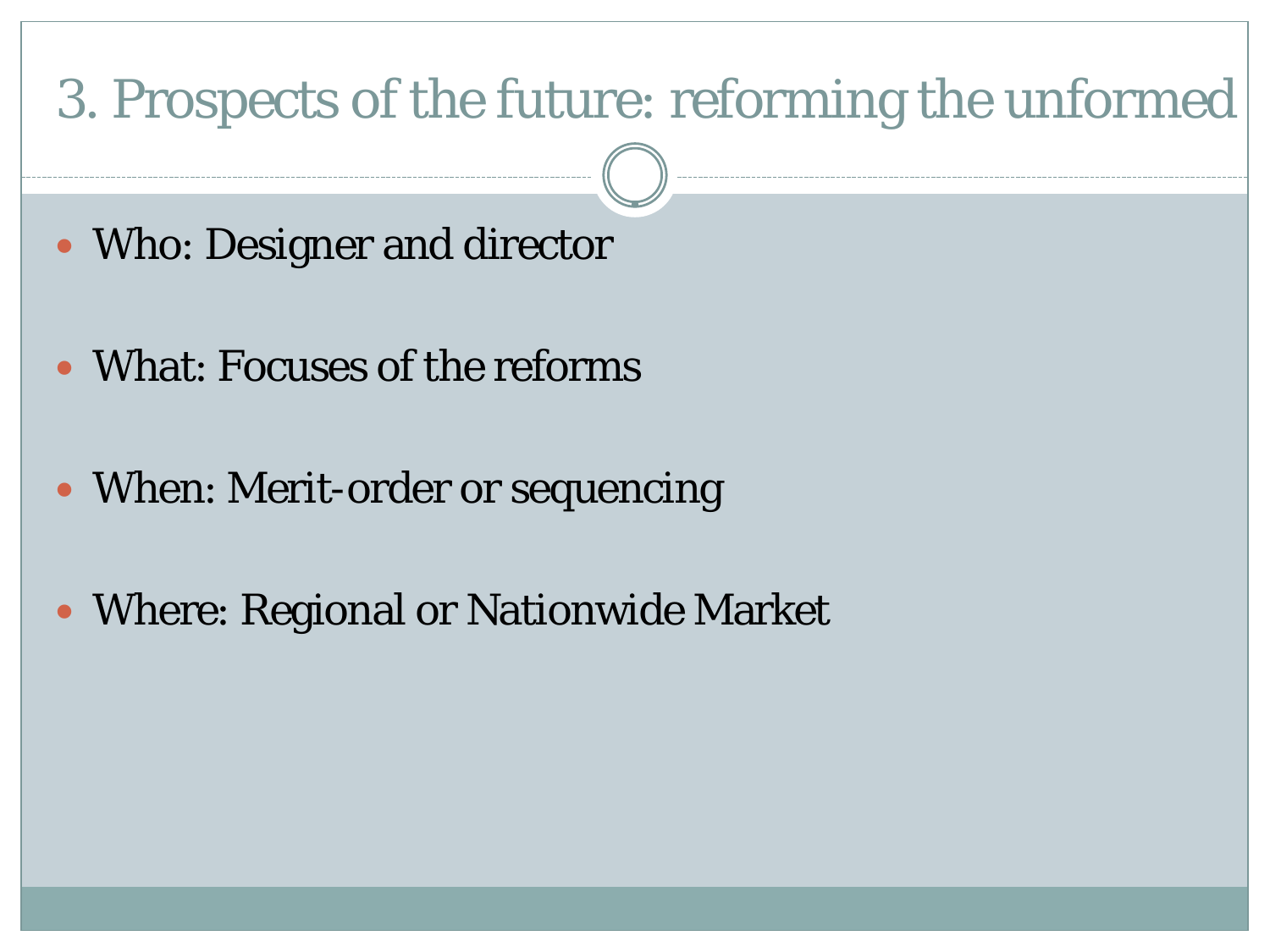# 3. Prospects of the future: reforming the unformed

- Who: Designer and director
- What: Focuses of the reforms
- When: Merit-order or sequencing
- Where: Regional or Nationwide Market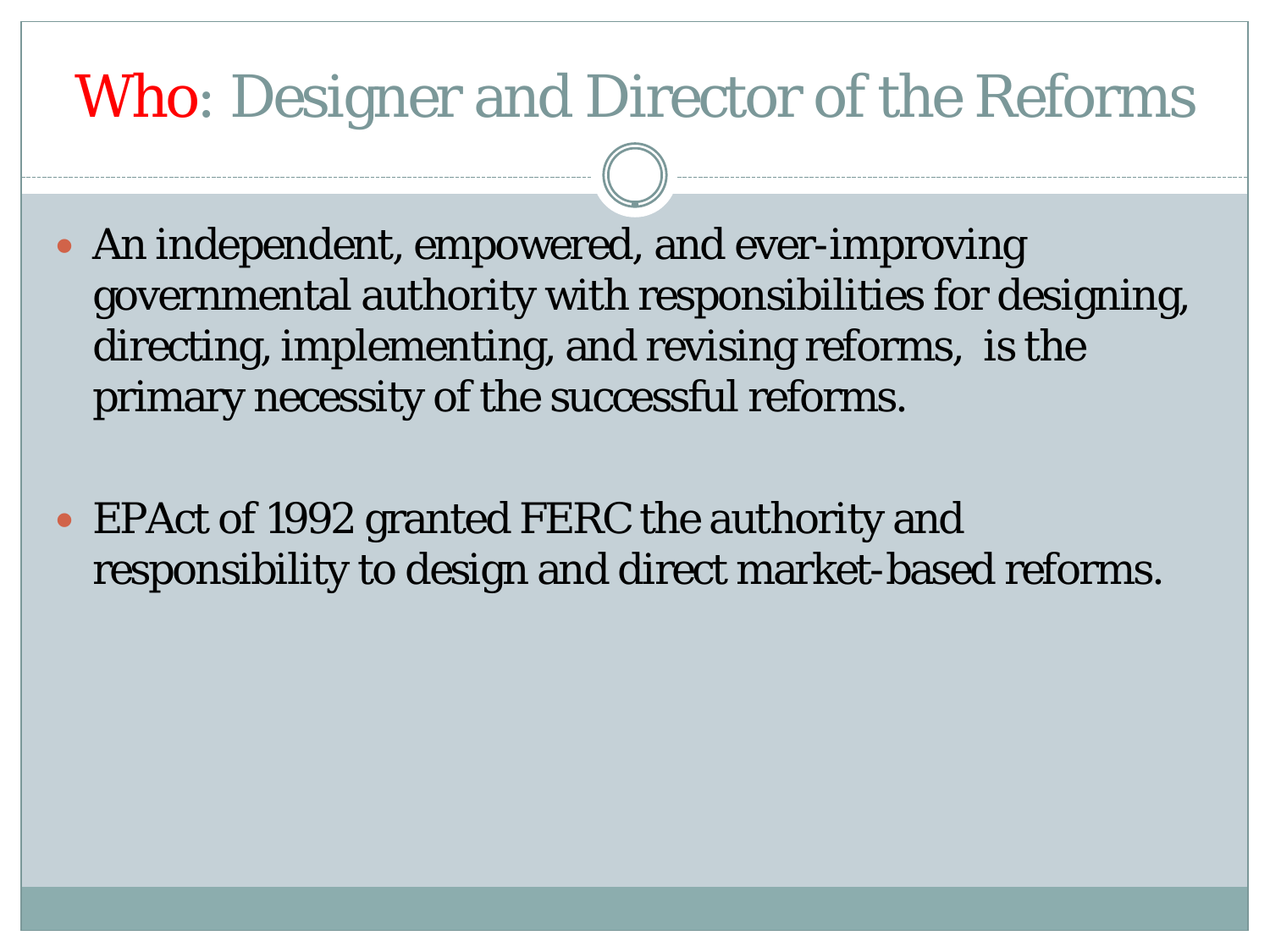# Who: Designer and Director of the Reforms

- An independent, empowered, and ever-improving governmental authority with responsibilities for designing, directing, implementing, and revising reforms, is the primary necessity of the successful reforms.

- EPAct of 1992 granted FERC the authority and responsibility to design and direct market-based reforms.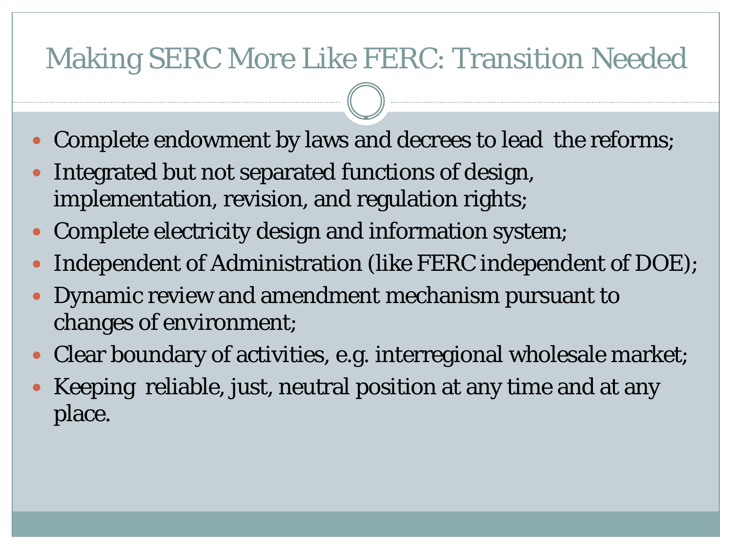# Making SERC More Like FERC: Transition Needed

- Complete endowment by laws and decrees to lead the reforms;
- Integrated but not separated functions of design, implementation, revision, and regulation rights;
- Complete electricity design and information system;
- Independent of Administration (like FERC independent of DOE);
- Dynamic review and amendment mechanism pursuant to changes of environment;
- Clear boundary of activities, e.g. interregional wholesale market;
- Keeping reliable, just, neutral position at any time and at any place.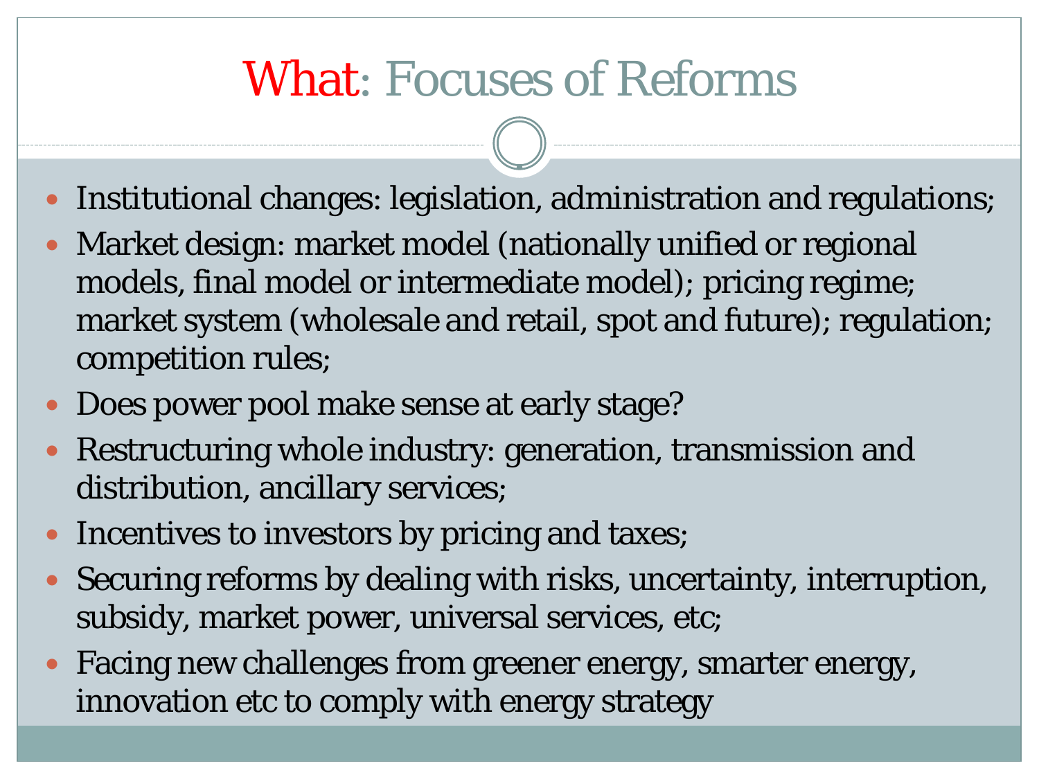# What: Focuses of Reforms

- Institutional changes: legislation, administration and regulations;
- Market design: market model (nationally unified or regional models, final model or intermediate model); pricing regime; market system (wholesale and retail, spot and future); regulation; competition rules;
- Does power pool make sense at early stage?
- Restructuring whole industry: generation, transmission and distribution, ancillary services;
- Incentives to investors by pricing and taxes;
- Securing reforms by dealing with risks, uncertainty, interruption, subsidy, market power, universal services, etc;
- Facing new challenges from greener energy, smarter energy, innovation etc to comply with energy strategy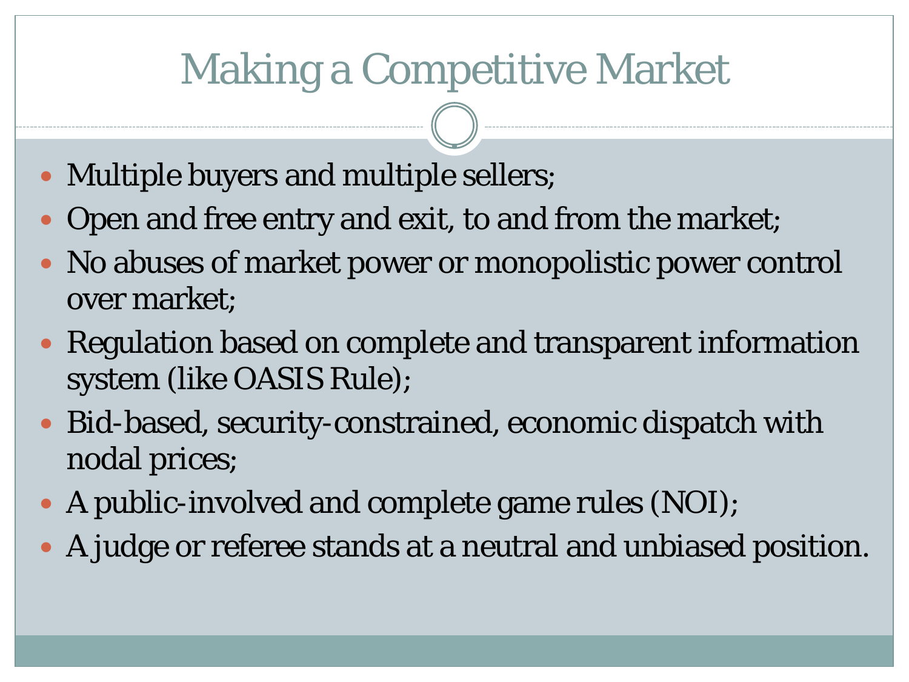# Making a Competitive Market

- Multiple buyers and multiple sellers;
- Open and free entry and exit, to and from the market;
- No abuses of market power or monopolistic power control over market;
- Regulation based on complete and transparent information system (like OASIS Rule);
- Bid-based, security-constrained, economic dispatch with nodal prices;
- A public-involved and complete game rules (NOI);
- A judge or referee stands at a neutral and unbiased position.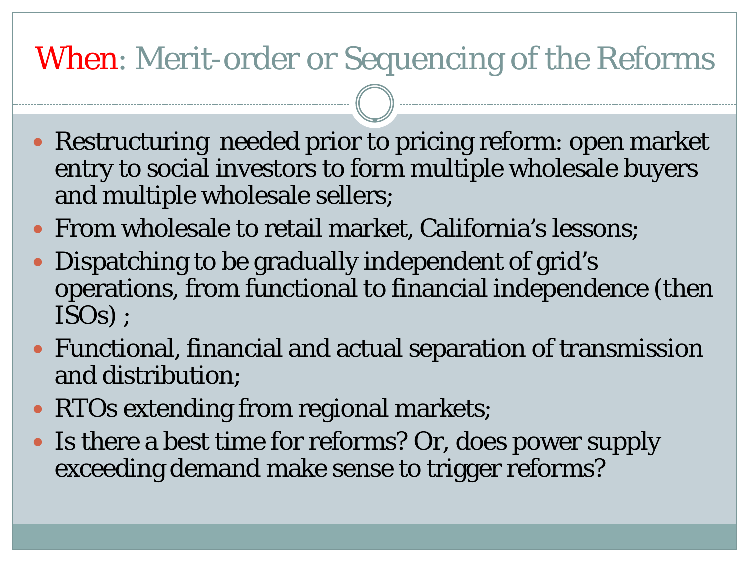# When: Merit-order or Sequencing of the Reforms

- Restructuring needed prior to pricing reform: open market entry to social investors to form multiple wholesale buyers and multiple wholesale sellers;
- From wholesale to retail market, California's lessons;
- Dispatching to be gradually independent of grid's operations, from functional to financial independence (then ISOs) ;
- Functional, financial and actual separation of transmission and distribution;
- RTOs extending from regional markets;
- Is there a best time for reforms? Or, does power supply exceeding demand make sense to trigger reforms?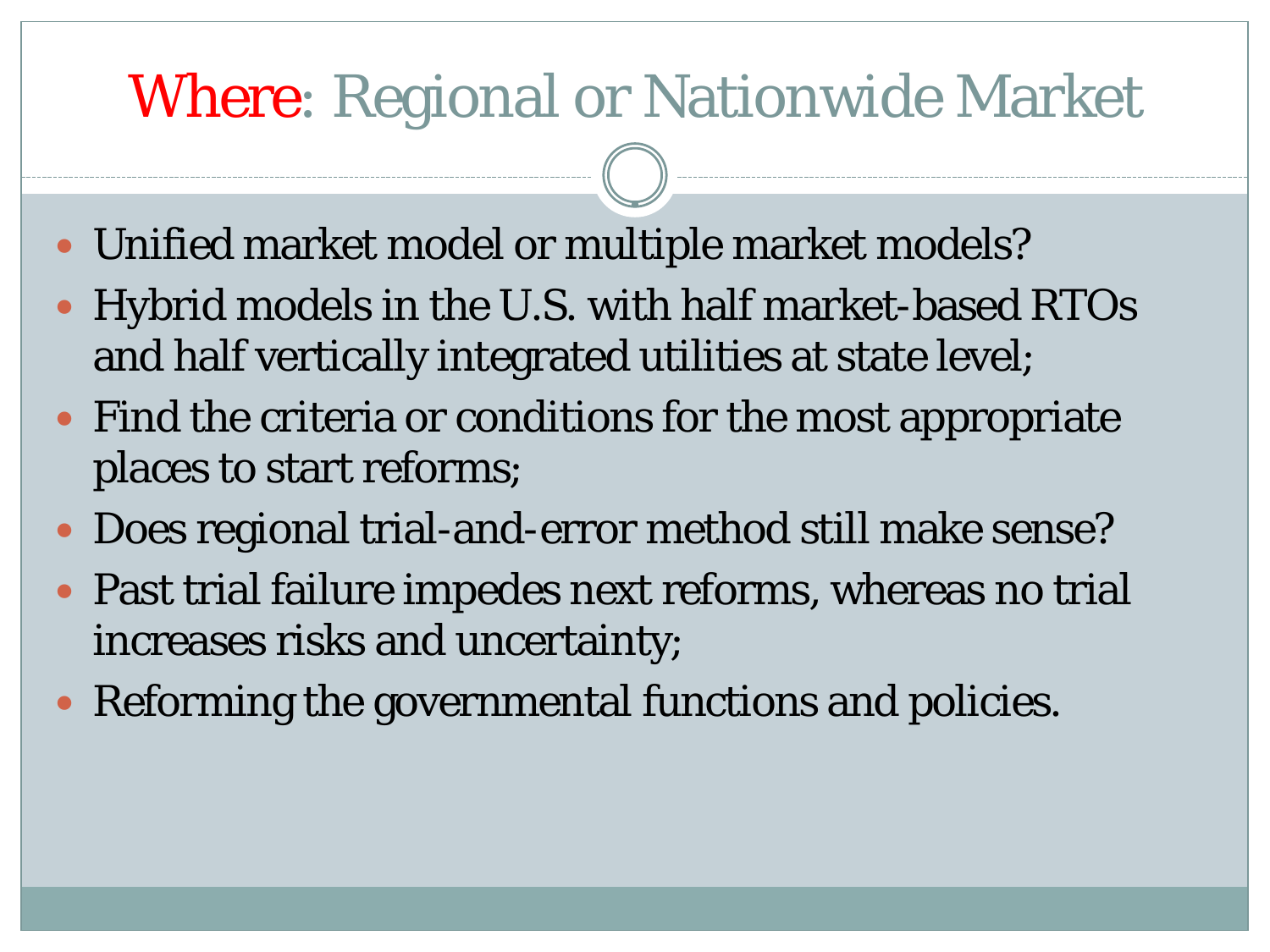# Where: Regional or Nationwide Market

- Unified market model or multiple market models?
- Hybrid models in the U.S. with half market-based RTOs and half vertically integrated utilities at state level;
- Find the criteria or conditions for the most appropriate places to start reforms;
- Does regional trial-and-error method still make sense?
- Past trial failure impedes next reforms, whereas no trial increases risks and uncertainty;
- Reforming the governmental functions and policies.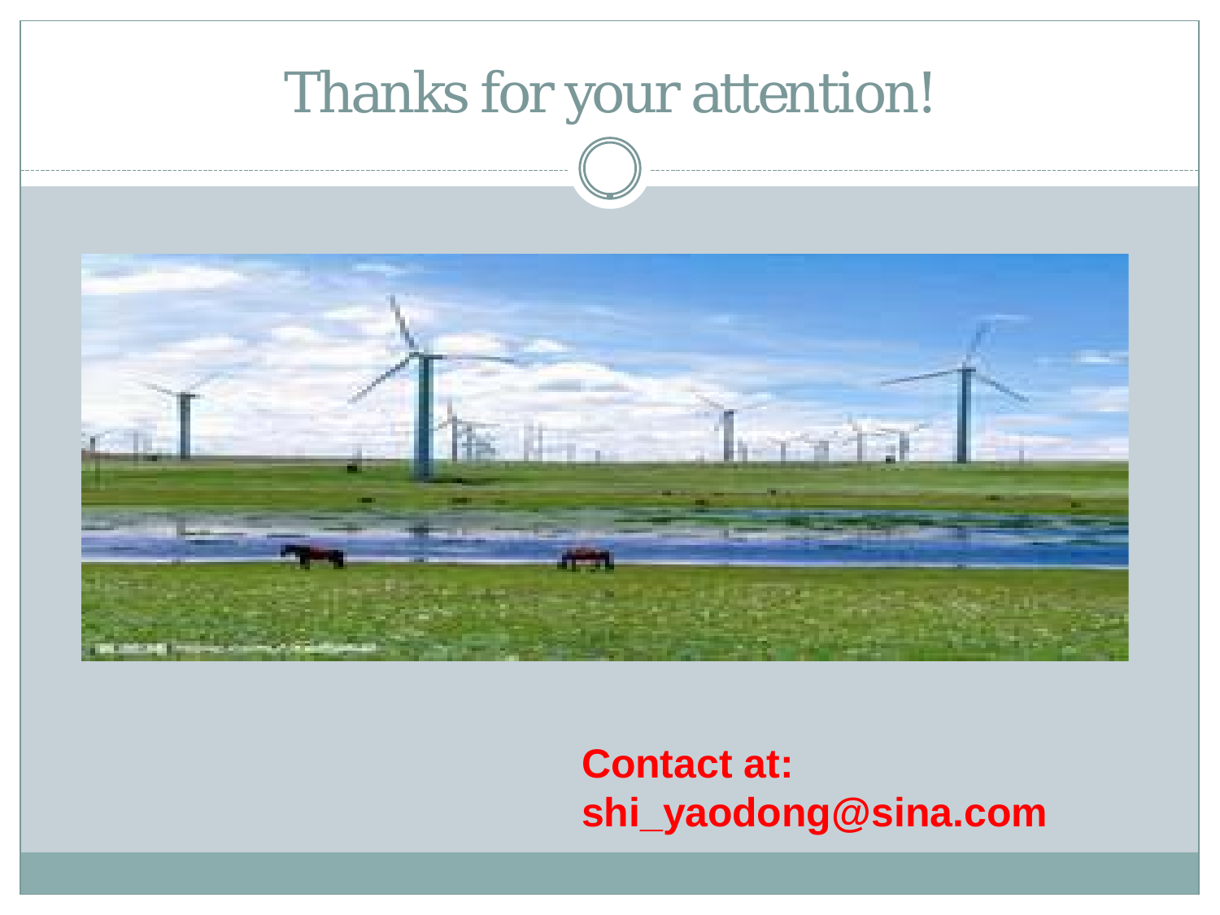# Thanks for your attention!

**Contact at:**
**shi_yaodong@sina.com**